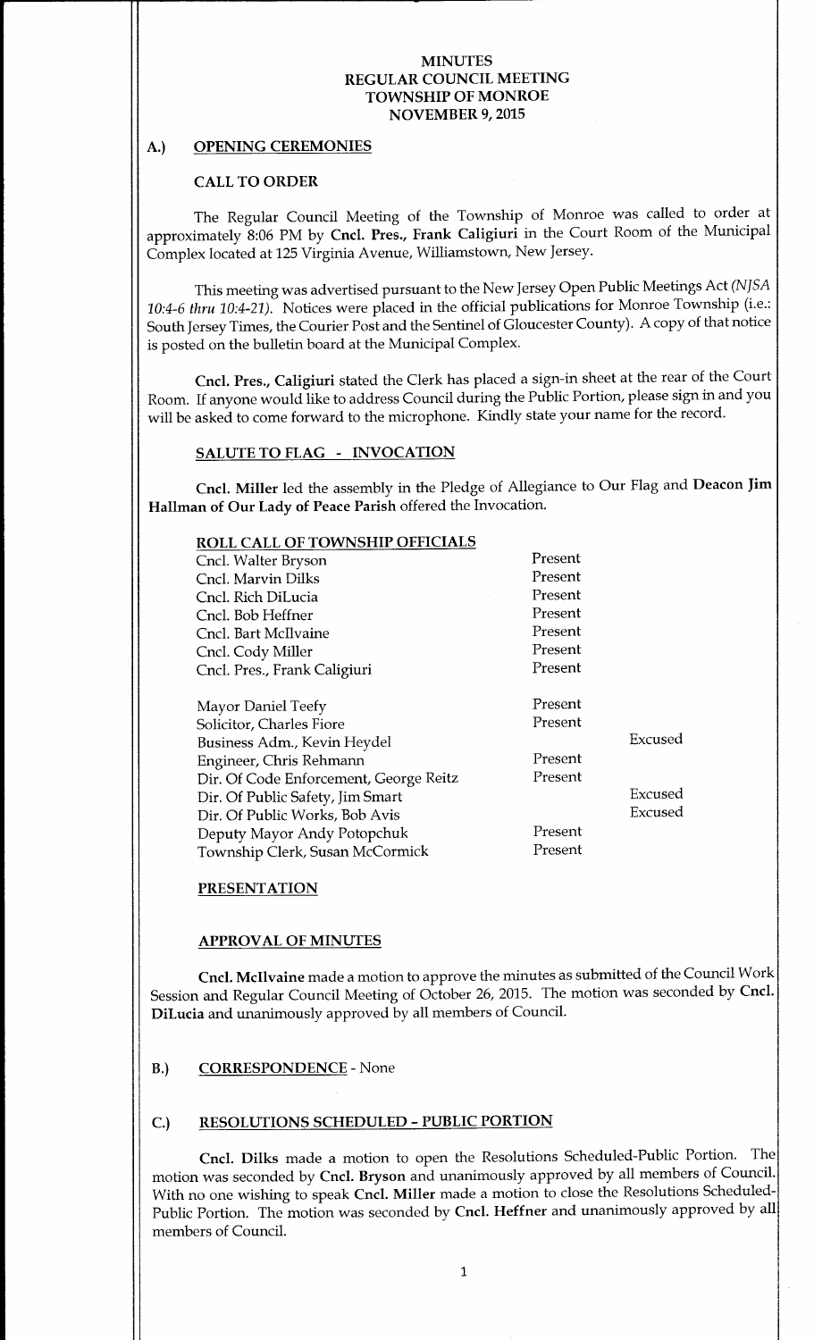# MINUTES
# REGULAR COUNCIL MEETING
# TOWNSHIP OF MONROE
# NOVEMBER 9, 2015

## A.) OPENING CEREMONIES

### CALL TO ORDER

The Regular Council Meeting of the Township of Monroe was called to order at approximately 8:06 PM by **Cncl. Pres., Frank Caligiuri** in the Court Room of the Municipal Complex located at 125 Virginia Avenue, Williamstown, New Jersey.

This meeting was advertised pursuant to the New Jersey Open Public Meetings Act *(NJSA 10:4-6 thru 10:4-21).* Notices were placed in the official publications for Monroe Township (i.e.: South Jersey Times, the Courier Post and the Sentinel of Gloucester County). A copy of that notice is posted on the bulletin board at the Municipal Complex.

**Cncl. Pres., Caligiuri** stated the Clerk has placed a sign-in sheet at the rear of the Court Room. If anyone would like to address Council during the Public Portion, please sign in and you will be asked to come forward to the microphone. Kindly state your name for the record.

### SALUTE TO FLAG - INVOCATION

**Cncl. Miller** led the assembly in the Pledge of Allegiance to Our Flag and **Deacon Jim Hallman of Our Lady of Peace Parish** offered the Invocation.

### ROLL CALL OF TOWNSHIP OFFICIALS

| | | |
|---|---|---|
| Cncl. Walter Bryson | Present | |
| Cncl. Marvin Dilks | Present | |
| Cncl. Rich DiLucia | Present | |
| Cncl. Bob Heffner | Present | |
| Cncl. Bart McIlvaine | Present | |
| Cncl. Cody Miller | Present | |
| Cncl. Pres., Frank Caligiuri | Present | |
| | | |
| Mayor Daniel Teefy | Present | |
| Solicitor, Charles Fiore | Present | |
| Business Adm., Kevin Heydel | | Excused |
| Engineer, Chris Rehmann | Present | |
| Dir. Of Code Enforcement, George Reitz | Present | |
| Dir. Of Public Safety, Jim Smart | | Excused |
| Dir. Of Public Works, Bob Avis | | Excused |
| Deputy Mayor Andy Potopchuk | Present | |
| Township Clerk, Susan McCormick | Present | |

### PRESENTATION

### APPROVAL OF MINUTES

**Cncl. McIlvaine** made a motion to approve the minutes as submitted of the Council Work Session and Regular Council Meeting of October 26, 2015. The motion was seconded by **Cncl. DiLucia** and unanimously approved by all members of Council.

## B.) CORRESPONDENCE - None

## C.) RESOLUTIONS SCHEDULED - PUBLIC PORTION

**Cncl. Dilks** made a motion to open the Resolutions Scheduled-Public Portion. The motion was seconded by **Cncl. Bryson** and unanimously approved by all members of Council. With no one wishing to speak **Cncl. Miller** made a motion to close the Resolutions Scheduled-Public Portion. The motion was seconded by **Cncl. Heffner** and unanimously approved by all members of Council.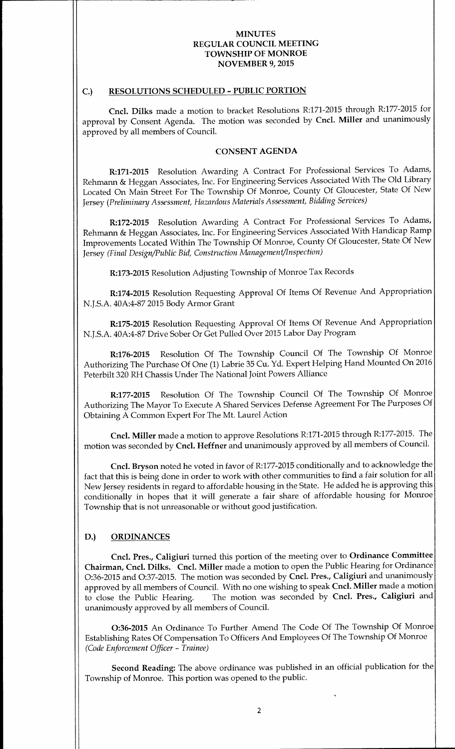# MINUTES
# REGULAR COUNCIL MEETING
# TOWNSHIP OF MONROE
# NOVEMBER 9, 2015

## C.) RESOLUTIONS SCHEDULED - PUBLIC PORTION

**Cncl. Dilks** made a motion to bracket Resolutions R:171-2015 through R:177-2015 for approval by Consent Agenda. The motion was seconded by **Cncl. Miller** and unanimously approved by all members of Council.

### CONSENT AGENDA

**R:171-2015** Resolution Awarding A Contract For Professional Services To Adams, Rehmann & Heggan Associates, Inc. For Engineering Services Associated With The Old Library Located On Main Street For The Township Of Monroe, County Of Gloucester, State Of New Jersey *(Preliminary Assessment, Hazardous Materials Assessment, Bidding Services)*

**R:172-2015** Resolution Awarding A Contract For Professional Services To Adams, Rehmann & Heggan Associates, Inc. For Engineering Services Associated With Handicap Ramp Improvements Located Within The Township Of Monroe, County Of Gloucester, State Of New Jersey *(Final Design/Public Bid, Construction Management/Inspection)*

**R:173-2015** Resolution Adjusting Township of Monroe Tax Records

**R:174-2015** Resolution Requesting Approval Of Items Of Revenue And Appropriation N.J.S.A. 40A:4-87 2015 Body Armor Grant

**R:175-2015** Resolution Requesting Approval Of Items Of Revenue And Appropriation N.J.S.A. 40A:4-87 Drive Sober Or Get Pulled Over 2015 Labor Day Program

**R:176-2015** Resolution Of The Township Council Of The Township Of Monroe Authorizing The Purchase Of One (1) Labrie 35 Cu. Yd. Expert Helping Hand Mounted On 2016 Peterbilt 320 RH Chassis Under The National Joint Powers Alliance

**R:177-2015** Resolution Of The Township Council Of The Township Of Monroe Authorizing The Mayor To Execute A Shared Services Defense Agreement For The Purposes Of Obtaining A Common Expert For The Mt. Laurel Action

**Cncl. Miller** made a motion to approve Resolutions R:171-2015 through R:177-2015. The motion was seconded by **Cncl. Heffner** and unanimously approved by all members of Council.

**Cncl. Bryson** noted he voted in favor of R:177-2015 conditionally and to acknowledge the fact that this is being done in order to work with other communities to find a fair solution for all New Jersey residents in regard to affordable housing in the State. He added he is approving this conditionally in hopes that it will generate a fair share of affordable housing for Monroe Township that is not unreasonable or without good justification.

## D.) ORDINANCES

**Cncl. Pres., Caligiuri** turned this portion of the meeting over to **Ordinance Committee Chairman, Cncl. Dilks. Cncl. Miller** made a motion to open the Public Hearing for Ordinance O:36-2015 and O:37-2015. The motion was seconded by **Cncl. Pres., Caligiuri** and unanimously approved by all members of Council. With no one wishing to speak **Cncl. Miller** made a motion to close the Public Hearing. The motion was seconded by **Cncl. Pres., Caligiuri** and unanimously approved by all members of Council.

**O:36-2015** An Ordinance To Further Amend The Code Of The Township Of Monroe Establishing Rates Of Compensation To Officers And Employees Of The Township Of Monroe *(Code Enforcement Officer – Trainee)*

**Second Reading:** The above ordinance was published in an official publication for the Township of Monroe. This portion was opened to the public.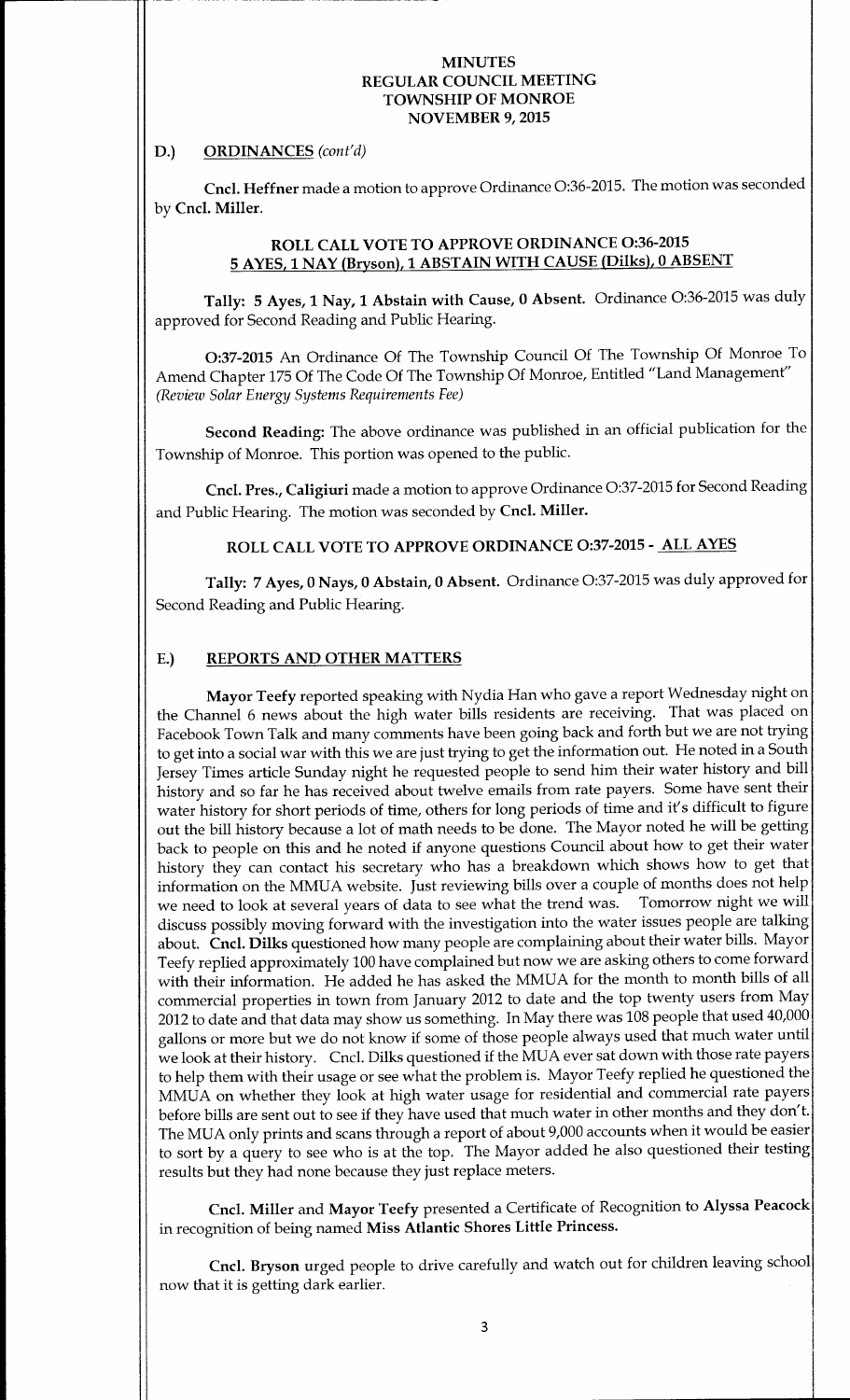# MINUTES
# REGULAR COUNCIL MEETING
# TOWNSHIP OF MONROE
# NOVEMBER 9, 2015

## D.) ORDINANCES *(cont'd)*

**Cncl. Heffner** made a motion to approve Ordinance O:36-2015. The motion was seconded by **Cncl. Miller**.

### ROLL CALL VOTE TO APPROVE ORDINANCE O:36-2015
### 5 AYES, 1 NAY (Bryson), 1 ABSTAIN WITH CAUSE (Dilks), 0 ABSENT

**Tally: 5 Ayes, 1 Nay, 1 Abstain with Cause, 0 Absent.** Ordinance O:36-2015 was duly approved for Second Reading and Public Hearing.

**O:37-2015** An Ordinance Of The Township Council Of The Township Of Monroe To Amend Chapter 175 Of The Code Of The Township Of Monroe, Entitled "Land Management" *(Review Solar Energy Systems Requirements Fee)*

**Second Reading:** The above ordinance was published in an official publication for the Township of Monroe. This portion was opened to the public.

**Cncl. Pres., Caligiuri** made a motion to approve Ordinance O:37-2015 for Second Reading and Public Hearing. The motion was seconded by **Cncl. Miller.**

### ROLL CALL VOTE TO APPROVE ORDINANCE O:37-2015 - ALL AYES

**Tally: 7 Ayes, 0 Nays, 0 Abstain, 0 Absent.** Ordinance O:37-2015 was duly approved for Second Reading and Public Hearing.

## E.) REPORTS AND OTHER MATTERS

**Mayor Teefy** reported speaking with Nydia Han who gave a report Wednesday night on the Channel 6 news about the high water bills residents are receiving. That was placed on Facebook Town Talk and many comments have been going back and forth but we are not trying to get into a social war with this we are just trying to get the information out. He noted in a South Jersey Times article Sunday night he requested people to send him their water history and bill history and so far he has received about twelve emails from rate payers. Some have sent their water history for short periods of time, others for long periods of time and it's difficult to figure out the bill history because a lot of math needs to be done. The Mayor noted he will be getting back to people on this and he noted if anyone questions Council about how to get their water history they can contact his secretary who has a breakdown which shows how to get that information on the MMUA website. Just reviewing bills over a couple of months does not help we need to look at several years of data to see what the trend was. Tomorrow night we will discuss possibly moving forward with the investigation into the water issues people are talking about. **Cncl. Dilks** questioned how many people are complaining about their water bills. Mayor Teefy replied approximately 100 have complained but now we are asking others to come forward with their information. He added he has asked the MMUA for the month to month bills of all commercial properties in town from January 2012 to date and the top twenty users from May 2012 to date and that data may show us something. In May there was 108 people that used 40,000 gallons or more but we do not know if some of those people always used that much water until we look at their history. Cncl. Dilks questioned if the MUA ever sat down with those rate payers to help them with their usage or see what the problem is. Mayor Teefy replied he questioned the MMUA on whether they look at high water usage for residential and commercial rate payers before bills are sent out to see if they have used that much water in other months and they don't. The MUA only prints and scans through a report of about 9,000 accounts when it would be easier to sort by a query to see who is at the top. The Mayor added he also questioned their testing results but they had none because they just replace meters.

**Cncl. Miller** and **Mayor Teefy** presented a Certificate of Recognition to **Alyssa Peacock** in recognition of being named **Miss Atlantic Shores Little Princess.**

**Cncl. Bryson** urged people to drive carefully and watch out for children leaving school now that it is getting dark earlier.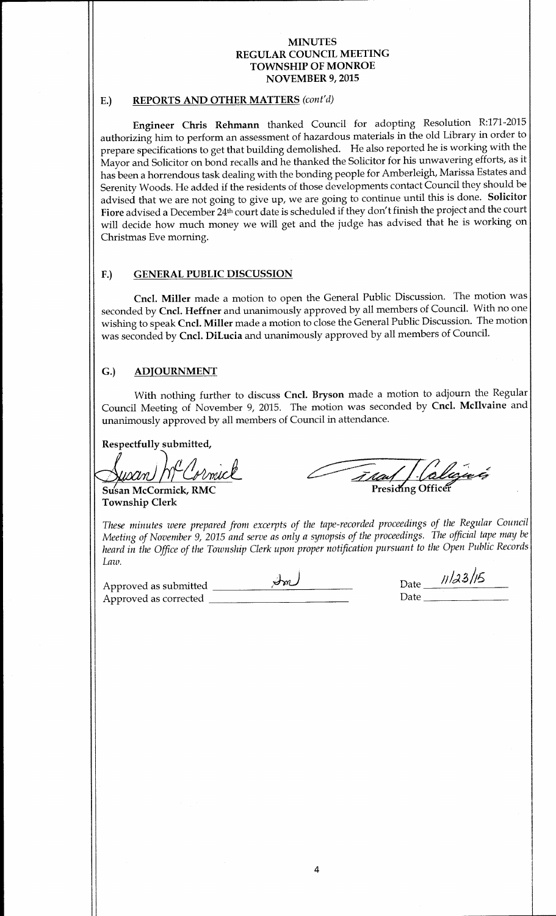# MINUTES
# REGULAR COUNCIL MEETING
# TOWNSHIP OF MONROE
# NOVEMBER 9, 2015

## E.) REPORTS AND OTHER MATTERS *(cont'd)*

**Engineer Chris Rehmann** thanked Council for adopting Resolution R:171-2015 authorizing him to perform an assessment of hazardous materials in the old Library in order to prepare specifications to get that building demolished. He also reported he is working with the Mayor and Solicitor on bond recalls and he thanked the Solicitor for his unwavering efforts, as it has been a horrendous task dealing with the bonding people for Amberleigh, Marissa Estates and Serenity Woods. He added if the residents of those developments contact Council they should be advised that we are not going to give up, we are going to continue until this is done. **Solicitor Fiore** advised a December 24th court date is scheduled if they don't finish the project and the court will decide how much money we will get and the judge has advised that he is working on Christmas Eve morning.

## F.) GENERAL PUBLIC DISCUSSION

**Cncl. Miller** made a motion to open the General Public Discussion. The motion was seconded by **Cncl. Heffner** and unanimously approved by all members of Council. With no one wishing to speak **Cncl. Miller** made a motion to close the General Public Discussion. The motion was seconded by **Cncl. DiLucia** and unanimously approved by all members of Council.

## G.) ADJOURNMENT

With nothing further to discuss **Cncl. Bryson** made a motion to adjourn the Regular Council Meeting of November 9, 2015. The motion was seconded by **Cncl. McIlvaine** and unanimously approved by all members of Council in attendance.

**Respectfully submitted,**

Susan McCormick

**Susan McCormick, RMC**
**Township Clerk**

**Presiding Officer**

*These minutes were prepared from excerpts of the tape-recorded proceedings of the Regular Council Meeting of November 9, 2015 and serve as only a synopsis of the proceedings. The official tape may be heard in the Office of the Township Clerk upon proper notification pursuant to the Open Public Records Law.*

Approved as submitted SM Date 11/23/15

Approved as corrected \_\_\_\_\_\_\_\_ Date \_\_\_\_\_\_\_\_